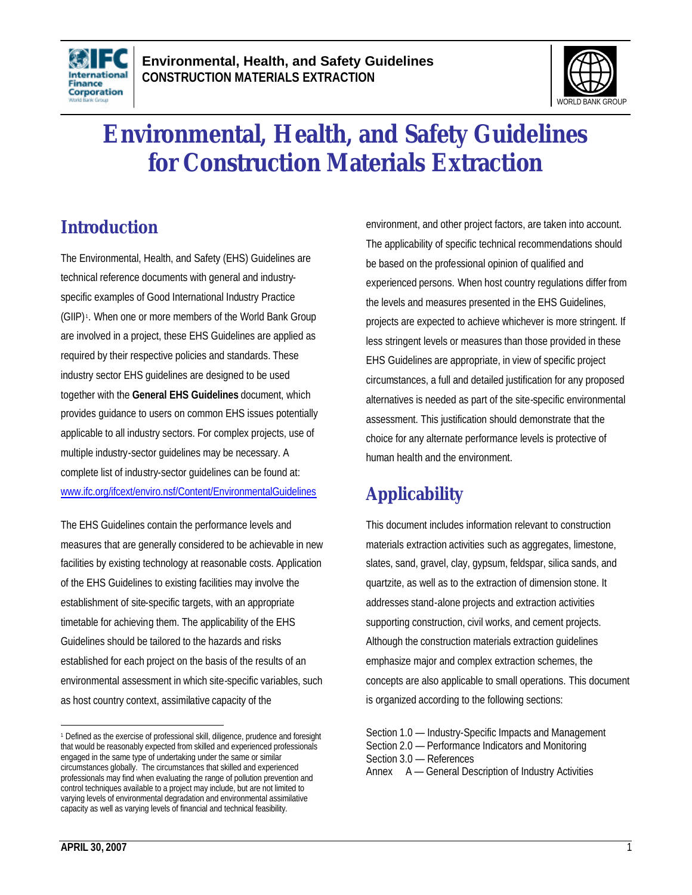# Environmental, Health, and Safety Guidelines for Construction Materials Extraction

## Introduction

The Environmental, Health, and Safety (EHS) Guidelines are technical reference documents with general and industry-specific examples of Good International Industry Practice (GIIP)[1]. When one or more members of the World Bank Group are involved in a project, these EHS Guidelines are applied as required by their respective policies and standards. These industry sector EHS guidelines are designed to be used together with the **General EHS Guidelines** document, which provides guidance to users on common EHS issues potentially applicable to all industry sectors. For complex projects, use of multiple industry-sector guidelines may be necessary. A complete list of industry-sector guidelines can be found at: www.ifc.org/ifcext/enviro.nsf/Content/EnvironmentalGuidelines

The EHS Guidelines contain the performance levels and measures that are generally considered to be achievable in new facilities by existing technology at reasonable costs. Application of the EHS Guidelines to existing facilities may involve the establishment of site-specific targets, with an appropriate timetable for achieving them. The applicability of the EHS Guidelines should be tailored to the hazards and risks established for each project on the basis of the results of an environmental assessment in which site-specific variables, such as host country context, assimilative capacity of the environment, and other project factors, are taken into account. The applicability of specific technical recommendations should be based on the professional opinion of qualified and experienced persons. When host country regulations differ from the levels and measures presented in the EHS Guidelines, projects are expected to achieve whichever is more stringent. If less stringent levels or measures than those provided in these EHS Guidelines are appropriate, in view of specific project circumstances, a full and detailed justification for any proposed alternatives is needed as part of the site-specific environmental assessment. This justification should demonstrate that the choice for any alternate performance levels is protective of human health and the environment.

## Applicability

This document includes information relevant to construction materials extraction activities such as aggregates, limestone, slates, sand, gravel, clay, gypsum, feldspar, silica sands, and quartzite, as well as to the extraction of dimension stone. It addresses stand-alone projects and extraction activities supporting construction, civil works, and cement projects. Although the construction materials extraction guidelines emphasize major and complex extraction schemes, the concepts are also applicable to small operations. This document is organized according to the following sections:

Section 1.0 — Industry-Specific Impacts and Management
Section 2.0 — Performance Indicators and Monitoring
Section 3.0 — References
Annex A — General Description of Industry Activities

[1] Defined as the exercise of professional skill, diligence, prudence and foresight that would be reasonably expected from skilled and experienced professionals engaged in the same type of undertaking under the same or similar circumstances globally. The circumstances that skilled and experienced professionals may find when evaluating the range of pollution prevention and control techniques available to a project may include, but are not limited to varying levels of environmental degradation and environmental assimilative capacity as well as varying levels of financial and technical feasibility.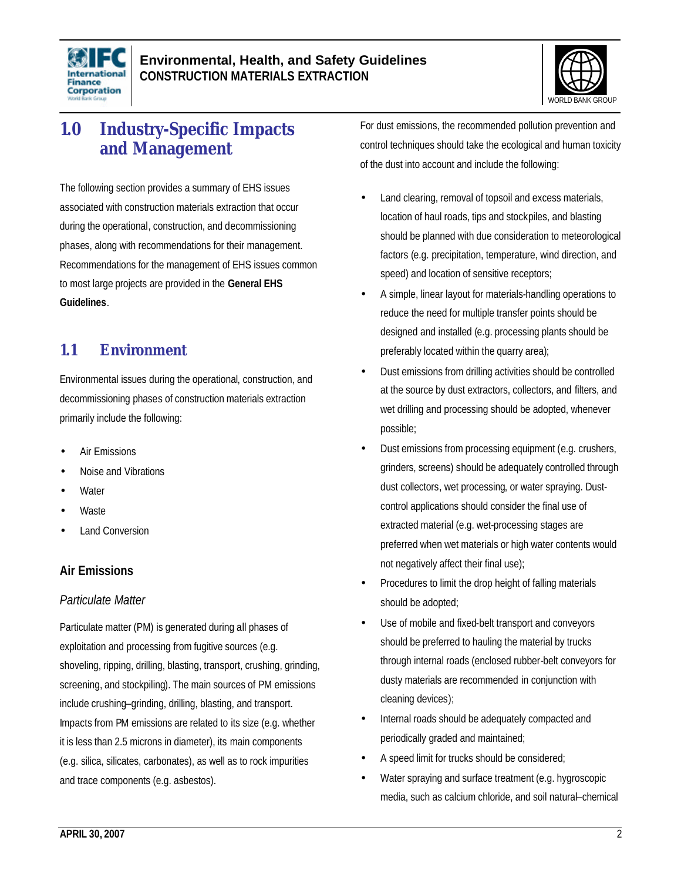# 1.0 Industry-Specific Impacts and Management

The following section provides a summary of EHS issues associated with construction materials extraction that occur during the operational, construction, and decommissioning phases, along with recommendations for their management. Recommendations for the management of EHS issues common to most large projects are provided in the **General EHS Guidelines**.

## 1.1 Environment

Environmental issues during the operational, construction, and decommissioning phases of construction materials extraction primarily include the following:

- Air Emissions
- Noise and Vibrations
- Water
- Waste
- Land Conversion

### Air Emissions

*Particulate Matter*

Particulate matter (PM) is generated during all phases of exploitation and processing from fugitive sources (e.g. shoveling, ripping, drilling, blasting, transport, crushing, grinding, screening, and stockpiling). The main sources of PM emissions include crushing–grinding, drilling, blasting, and transport. Impacts from PM emissions are related to its size (e.g. whether it is less than 2.5 microns in diameter), its main components (e.g. silica, silicates, carbonates), as well as to rock impurities and trace components (e.g. asbestos).

For dust emissions, the recommended pollution prevention and control techniques should take the ecological and human toxicity of the dust into account and include the following:

- Land clearing, removal of topsoil and excess materials, location of haul roads, tips and stockpiles, and blasting should be planned with due consideration to meteorological factors (e.g. precipitation, temperature, wind direction, and speed) and location of sensitive receptors;
- A simple, linear layout for materials-handling operations to reduce the need for multiple transfer points should be designed and installed (e.g. processing plants should be preferably located within the quarry area);
- Dust emissions from drilling activities should be controlled at the source by dust extractors, collectors, and filters, and wet drilling and processing should be adopted, whenever possible;
- Dust emissions from processing equipment (e.g. crushers, grinders, screens) should be adequately controlled through dust collectors, wet processing, or water spraying. Dust-control applications should consider the final use of extracted material (e.g. wet-processing stages are preferred when wet materials or high water contents would not negatively affect their final use);
- Procedures to limit the drop height of falling materials should be adopted;
- Use of mobile and fixed-belt transport and conveyors should be preferred to hauling the material by trucks through internal roads (enclosed rubber-belt conveyors for dusty materials are recommended in conjunction with cleaning devices);
- Internal roads should be adequately compacted and periodically graded and maintained;
- A speed limit for trucks should be considered;
- Water spraying and surface treatment (e.g. hygroscopic media, such as calcium chloride, and soil natural–chemical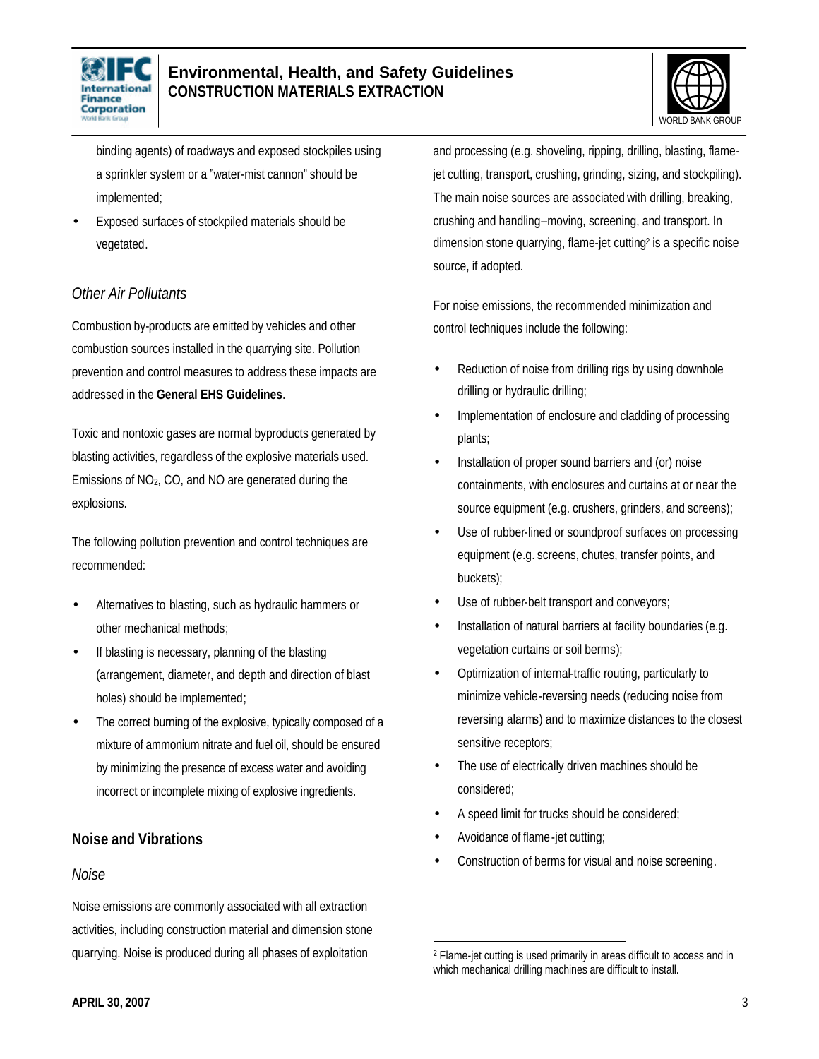binding agents) of roadways and exposed stockpiles using a sprinkler system or a "water-mist cannon" should be implemented;

- Exposed surfaces of stockpiled materials should be vegetated.

### *Other Air Pollutants*

Combustion by-products are emitted by vehicles and other combustion sources installed in the quarrying site. Pollution prevention and control measures to address these impacts are addressed in the **General EHS Guidelines**.

Toxic and nontoxic gases are normal byproducts generated by blasting activities, regardless of the explosive materials used. Emissions of $NO_2$, CO, and NO are generated during the explosions.

The following pollution prevention and control techniques are recommended:

- Alternatives to blasting, such as hydraulic hammers or other mechanical methods;
- If blasting is necessary, planning of the blasting (arrangement, diameter, and depth and direction of blast holes) should be implemented;
- The correct burning of the explosive, typically composed of a mixture of ammonium nitrate and fuel oil, should be ensured by minimizing the presence of excess water and avoiding incorrect or incomplete mixing of explosive ingredients.

## Noise and Vibrations

### *Noise*

Noise emissions are commonly associated with all extraction activities, including construction material and dimension stone quarrying. Noise is produced during all phases of exploitation and processing (e.g. shoveling, ripping, drilling, blasting, flame-jet cutting, transport, crushing, grinding, sizing, and stockpiling). The main noise sources are associated with drilling, breaking, crushing and handling–moving, screening, and transport. In dimension stone quarrying, flame-jet cutting[2] is a specific noise source, if adopted.

For noise emissions, the recommended minimization and control techniques include the following:

- Reduction of noise from drilling rigs by using downhole drilling or hydraulic drilling;
- Implementation of enclosure and cladding of processing plants;
- Installation of proper sound barriers and (or) noise containments, with enclosures and curtains at or near the source equipment (e.g. crushers, grinders, and screens);
- Use of rubber-lined or soundproof surfaces on processing equipment (e.g. screens, chutes, transfer points, and buckets);
- Use of rubber-belt transport and conveyors;
- Installation of natural barriers at facility boundaries (e.g. vegetation curtains or soil berms);
- Optimization of internal-traffic routing, particularly to minimize vehicle-reversing needs (reducing noise from reversing alarms) and to maximize distances to the closest sensitive receptors;
- The use of electrically driven machines should be considered;
- A speed limit for trucks should be considered;
- Avoidance of flame-jet cutting;
- Construction of berms for visual and noise screening.

[2] Flame-jet cutting is used primarily in areas difficult to access and in which mechanical drilling machines are difficult to install.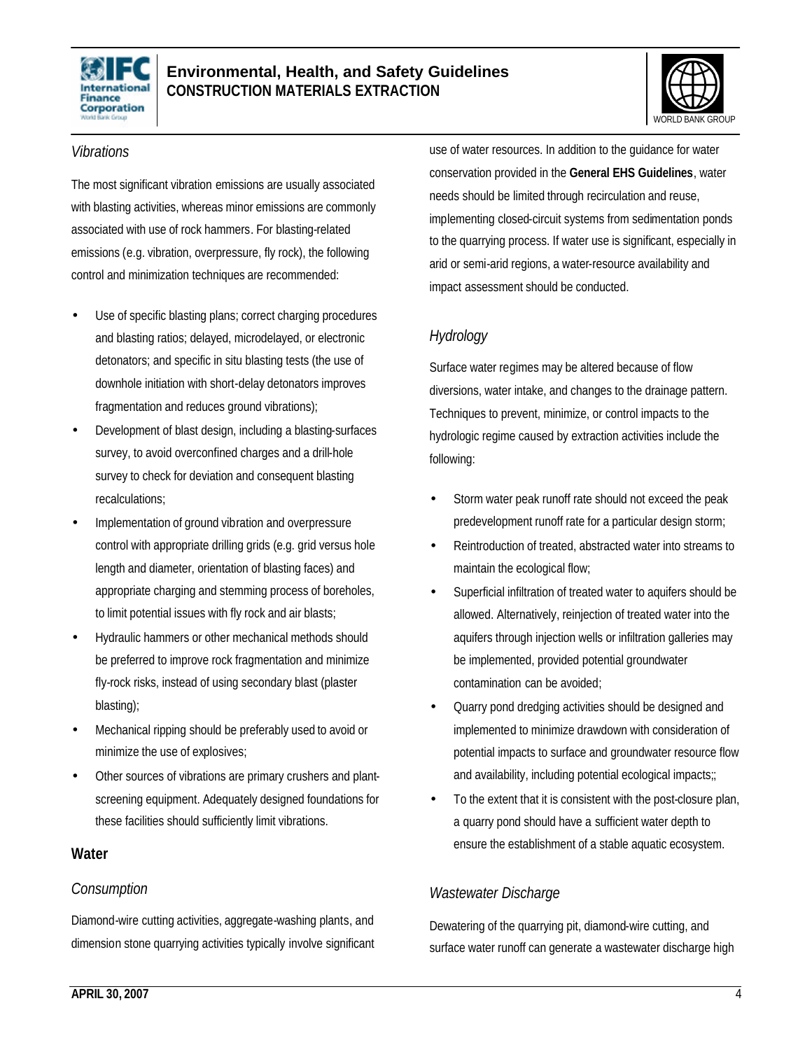*Vibrations*

The most significant vibration emissions are usually associated with blasting activities, whereas minor emissions are commonly associated with use of rock hammers. For blasting-related emissions (e.g. vibration, overpressure, fly rock), the following control and minimization techniques are recommended:

- Use of specific blasting plans; correct charging procedures and blasting ratios; delayed, microdelayed, or electronic detonators; and specific in situ blasting tests (the use of downhole initiation with short-delay detonators improves fragmentation and reduces ground vibrations);
- Development of blast design, including a blasting-surfaces survey, to avoid overconfined charges and a drill-hole survey to check for deviation and consequent blasting recalculations;
- Implementation of ground vibration and overpressure control with appropriate drilling grids (e.g. grid versus hole length and diameter, orientation of blasting faces) and appropriate charging and stemming process of boreholes, to limit potential issues with fly rock and air blasts;
- Hydraulic hammers or other mechanical methods should be preferred to improve rock fragmentation and minimize fly-rock risks, instead of using secondary blast (plaster blasting);
- Mechanical ripping should be preferably used to avoid or minimize the use of explosives;
- Other sources of vibrations are primary crushers and plant-screening equipment. Adequately designed foundations for these facilities should sufficiently limit vibrations.

## Water

*Consumption*

Diamond-wire cutting activities, aggregate-washing plants, and dimension stone quarrying activities typically involve significant use of water resources. In addition to the guidance for water conservation provided in the **General EHS Guidelines**, water needs should be limited through recirculation and reuse, implementing closed-circuit systems from sedimentation ponds to the quarrying process. If water use is significant, especially in arid or semi-arid regions, a water-resource availability and impact assessment should be conducted.

*Hydrology*

Surface water regimes may be altered because of flow diversions, water intake, and changes to the drainage pattern. Techniques to prevent, minimize, or control impacts to the hydrologic regime caused by extraction activities include the following:

- Storm water peak runoff rate should not exceed the peak predevelopment runoff rate for a particular design storm;
- Reintroduction of treated, abstracted water into streams to maintain the ecological flow;
- Superficial infiltration of treated water to aquifers should be allowed. Alternatively, reinjection of treated water into the aquifers through injection wells or infiltration galleries may be implemented, provided potential groundwater contamination can be avoided;
- Quarry pond dredging activities should be designed and implemented to minimize drawdown with consideration of potential impacts to surface and groundwater resource flow and availability, including potential ecological impacts;;
- To the extent that it is consistent with the post-closure plan, a quarry pond should have a sufficient water depth to ensure the establishment of a stable aquatic ecosystem.

*Wastewater Discharge*

Dewatering of the quarrying pit, diamond-wire cutting, and surface water runoff can generate a wastewater discharge high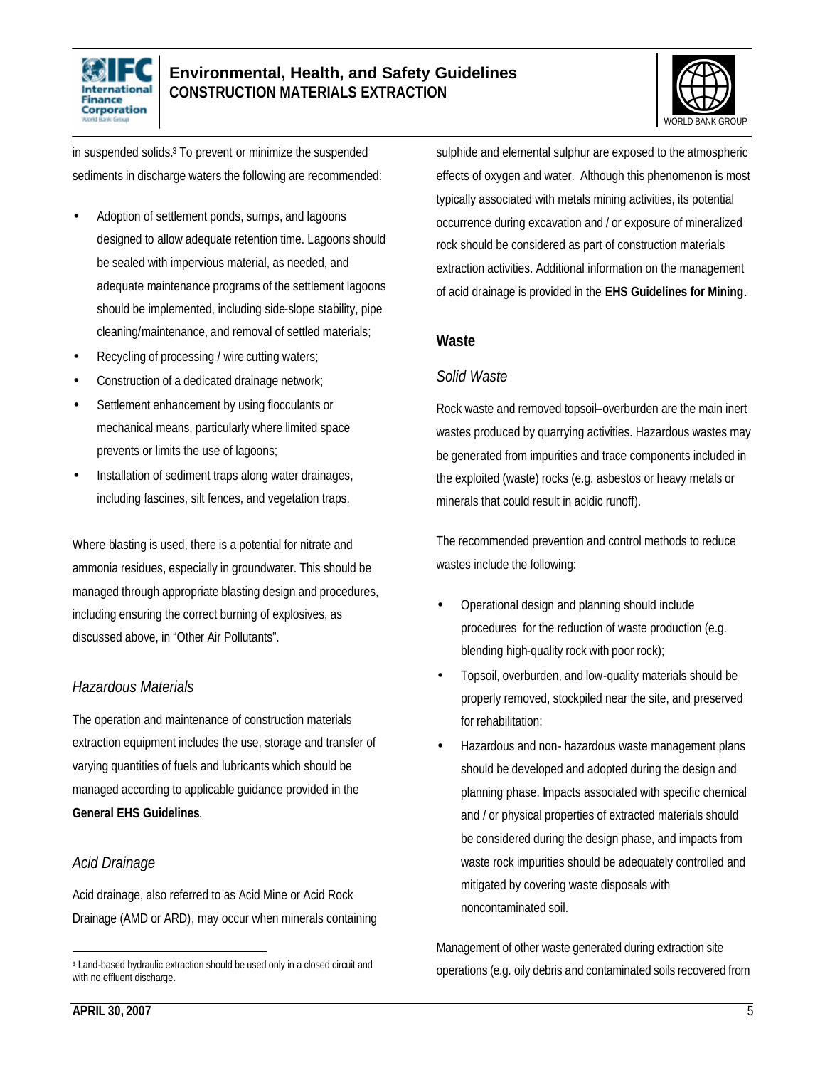in suspended solids.[3] To prevent or minimize the suspended sediments in discharge waters the following are recommended:

- Adoption of settlement ponds, sumps, and lagoons designed to allow adequate retention time. Lagoons should be sealed with impervious material, as needed, and adequate maintenance programs of the settlement lagoons should be implemented, including side-slope stability, pipe cleaning/maintenance, and removal of settled materials;
- Recycling of processing / wire cutting waters;
- Construction of a dedicated drainage network;
- Settlement enhancement by using flocculants or mechanical means, particularly where limited space prevents or limits the use of lagoons;
- Installation of sediment traps along water drainages, including fascines, silt fences, and vegetation traps.

Where blasting is used, there is a potential for nitrate and ammonia residues, especially in groundwater. This should be managed through appropriate blasting design and procedures, including ensuring the correct burning of explosives, as discussed above, in "Other Air Pollutants".

### *Hazardous Materials*

The operation and maintenance of construction materials extraction equipment includes the use, storage and transfer of varying quantities of fuels and lubricants which should be managed according to applicable guidance provided in the **General EHS Guidelines**.

### *Acid Drainage*

Acid drainage, also referred to as Acid Mine or Acid Rock Drainage (AMD or ARD), may occur when minerals containing sulphide and elemental sulphur are exposed to the atmospheric effects of oxygen and water. Although this phenomenon is most typically associated with metals mining activities, its potential occurrence during excavation and / or exposure of mineralized rock should be considered as part of construction materials extraction activities. Additional information on the management of acid drainage is provided in the **EHS Guidelines for Mining**.

## Waste

### *Solid Waste*

Rock waste and removed topsoil–overburden are the main inert wastes produced by quarrying activities. Hazardous wastes may be generated from impurities and trace components included in the exploited (waste) rocks (e.g. asbestos or heavy metals or minerals that could result in acidic runoff).

The recommended prevention and control methods to reduce wastes include the following:

- Operational design and planning should include procedures for the reduction of waste production (e.g. blending high-quality rock with poor rock);
- Topsoil, overburden, and low-quality materials should be properly removed, stockpiled near the site, and preserved for rehabilitation;
- Hazardous and non- hazardous waste management plans should be developed and adopted during the design and planning phase. Impacts associated with specific chemical and / or physical properties of extracted materials should be considered during the design phase, and impacts from waste rock impurities should be adequately controlled and mitigated by covering waste disposals with noncontaminated soil.

Management of other waste generated during extraction site operations (e.g. oily debris and contaminated soils recovered from

[3] Land-based hydraulic extraction should be used only in a closed circuit and with no effluent discharge.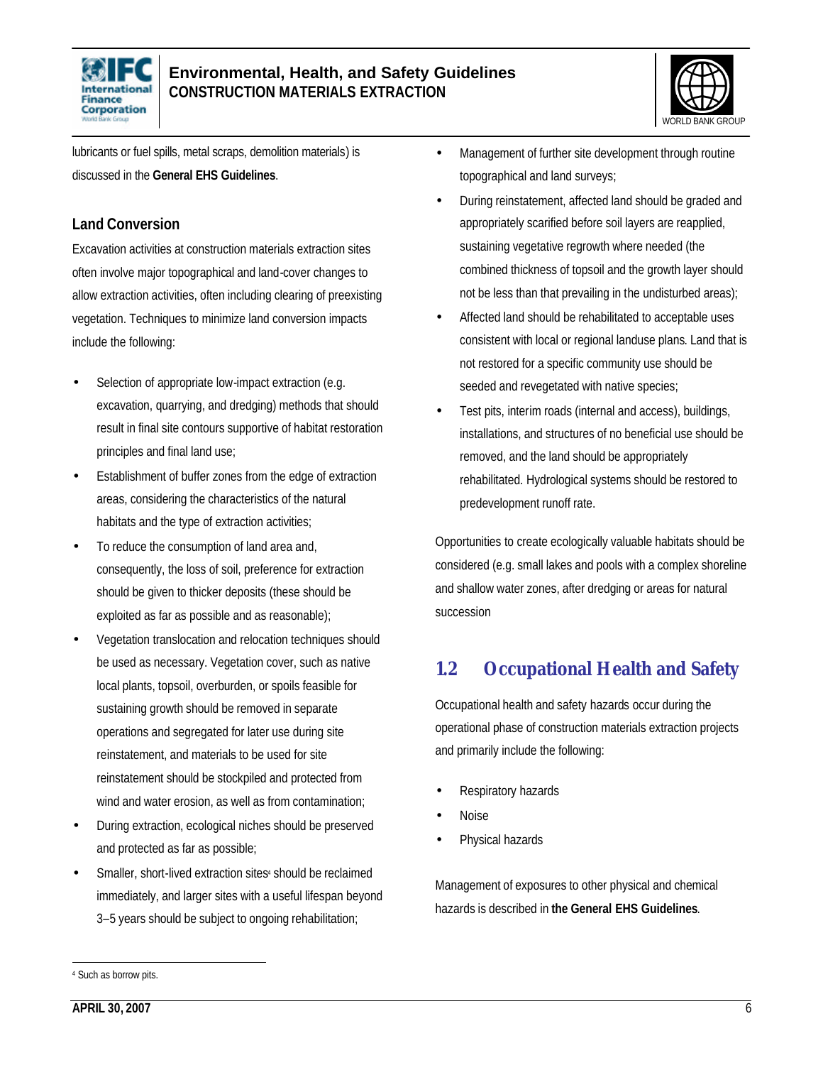lubricants or fuel spills, metal scraps, demolition materials) is discussed in the **General EHS Guidelines**.

### Land Conversion

Excavation activities at construction materials extraction sites often involve major topographical and land-cover changes to allow extraction activities, often including clearing of preexisting vegetation. Techniques to minimize land conversion impacts include the following:

- Selection of appropriate low-impact extraction (e.g. excavation, quarrying, and dredging) methods that should result in final site contours supportive of habitat restoration principles and final land use;
- Establishment of buffer zones from the edge of extraction areas, considering the characteristics of the natural habitats and the type of extraction activities;
- To reduce the consumption of land area and, consequently, the loss of soil, preference for extraction should be given to thicker deposits (these should be exploited as far as possible and as reasonable);
- Vegetation translocation and relocation techniques should be used as necessary. Vegetation cover, such as native local plants, topsoil, overburden, or spoils feasible for sustaining growth should be removed in separate operations and segregated for later use during site reinstatement, and materials to be used for site reinstatement should be stockpiled and protected from wind and water erosion, as well as from contamination;
- During extraction, ecological niches should be preserved and protected as far as possible;
- Smaller, short-lived extraction sites[4] should be reclaimed immediately, and larger sites with a useful lifespan beyond 3–5 years should be subject to ongoing rehabilitation;
- Management of further site development through routine topographical and land surveys;
- During reinstatement, affected land should be graded and appropriately scarified before soil layers are reapplied, sustaining vegetative regrowth where needed (the combined thickness of topsoil and the growth layer should not be less than that prevailing in the undisturbed areas);
- Affected land should be rehabilitated to acceptable uses consistent with local or regional landuse plans. Land that is not restored for a specific community use should be seeded and revegetated with native species;
- Test pits, interim roads (internal and access), buildings, installations, and structures of no beneficial use should be removed, and the land should be appropriately rehabilitated. Hydrological systems should be restored to predevelopment runoff rate.

Opportunities to create ecologically valuable habitats should be considered (e.g. small lakes and pools with a complex shoreline and shallow water zones, after dredging or areas for natural succession

## 1.2 Occupational Health and Safety

Occupational health and safety hazards occur during the operational phase of construction materials extraction projects and primarily include the following:

- Respiratory hazards
- Noise
- Physical hazards

Management of exposures to other physical and chemical hazards is described in **the General EHS Guidelines**.

---

[4] Such as borrow pits.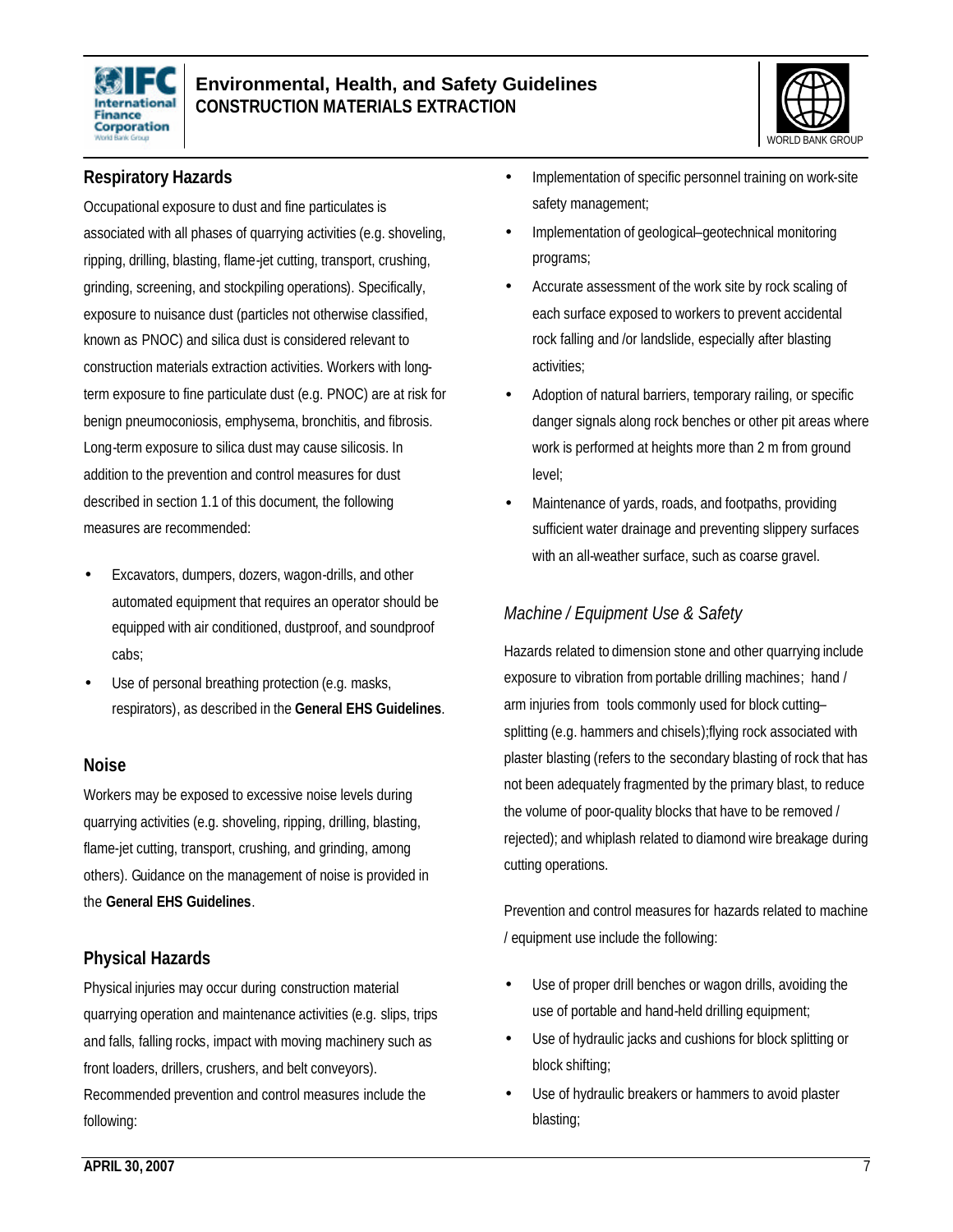### Respiratory Hazards

Occupational exposure to dust and fine particulates is associated with all phases of quarrying activities (e.g. shoveling, ripping, drilling, blasting, flame-jet cutting, transport, crushing, grinding, screening, and stockpiling operations). Specifically, exposure to nuisance dust (particles not otherwise classified, known as PNOC) and silica dust is considered relevant to construction materials extraction activities. Workers with long-term exposure to fine particulate dust (e.g. PNOC) are at risk for benign pneumoconiosis, emphysema, bronchitis, and fibrosis. Long-term exposure to silica dust may cause silicosis. In addition to the prevention and control measures for dust described in section 1.1 of this document, the following measures are recommended:

- Excavators, dumpers, dozers, wagon-drills, and other automated equipment that requires an operator should be equipped with air conditioned, dustproof, and soundproof cabs;
- Use of personal breathing protection (e.g. masks, respirators), as described in the **General EHS Guidelines**.

### Noise

Workers may be exposed to excessive noise levels during quarrying activities (e.g. shoveling, ripping, drilling, blasting, flame-jet cutting, transport, crushing, and grinding, among others). Guidance on the management of noise is provided in the **General EHS Guidelines**.

### Physical Hazards

Physical injuries may occur during construction material quarrying operation and maintenance activities (e.g. slips, trips and falls, falling rocks, impact with moving machinery such as front loaders, drillers, crushers, and belt conveyors). Recommended prevention and control measures include the following:

- Implementation of specific personnel training on work-site safety management;
- Implementation of geological–geotechnical monitoring programs;
- Accurate assessment of the work site by rock scaling of each surface exposed to workers to prevent accidental rock falling and /or landslide, especially after blasting activities;
- Adoption of natural barriers, temporary railing, or specific danger signals along rock benches or other pit areas where work is performed at heights more than 2 m from ground level;
- Maintenance of yards, roads, and footpaths, providing sufficient water drainage and preventing slippery surfaces with an all-weather surface, such as coarse gravel.

#### *Machine / Equipment Use & Safety*

Hazards related to dimension stone and other quarrying include exposure to vibration from portable drilling machines; hand / arm injuries from tools commonly used for block cutting–splitting (e.g. hammers and chisels);flying rock associated with plaster blasting (refers to the secondary blasting of rock that has not been adequately fragmented by the primary blast, to reduce the volume of poor-quality blocks that have to be removed / rejected); and whiplash related to diamond wire breakage during cutting operations.

Prevention and control measures for hazards related to machine / equipment use include the following:

- Use of proper drill benches or wagon drills, avoiding the use of portable and hand-held drilling equipment;
- Use of hydraulic jacks and cushions for block splitting or block shifting;
- Use of hydraulic breakers or hammers to avoid plaster blasting;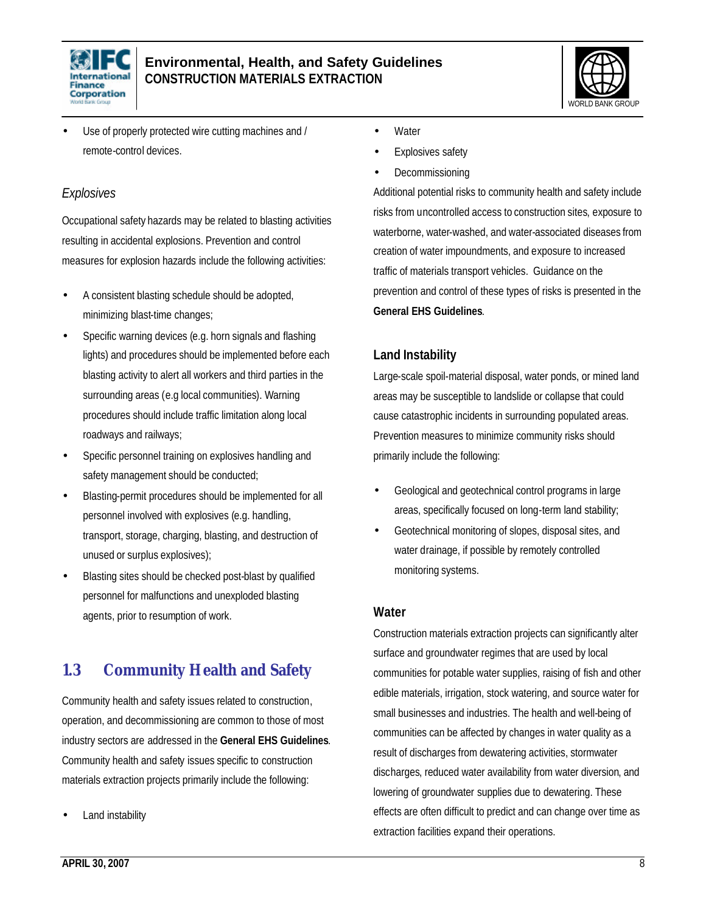- Use of properly protected wire cutting machines and / remote-control devices.

*Explosives*

Occupational safety hazards may be related to blasting activities resulting in accidental explosions. Prevention and control measures for explosion hazards include the following activities:

- A consistent blasting schedule should be adopted, minimizing blast-time changes;
- Specific warning devices (e.g. horn signals and flashing lights) and procedures should be implemented before each blasting activity to alert all workers and third parties in the surrounding areas (e.g local communities). Warning procedures should include traffic limitation along local roadways and railways;
- Specific personnel training on explosives handling and safety management should be conducted;
- Blasting-permit procedures should be implemented for all personnel involved with explosives (e.g. handling, transport, storage, charging, blasting, and destruction of unused or surplus explosives);
- Blasting sites should be checked post-blast by qualified personnel for malfunctions and unexploded blasting agents, prior to resumption of work.

## 1.3 Community Health and Safety

Community health and safety issues related to construction, operation, and decommissioning are common to those of most industry sectors are addressed in the **General EHS Guidelines**. Community health and safety issues specific to construction materials extraction projects primarily include the following:

- Land instability
- Water
- Explosives safety
- Decommissioning

Additional potential risks to community health and safety include risks from uncontrolled access to construction sites, exposure to waterborne, water-washed, and water-associated diseases from creation of water impoundments, and exposure to increased traffic of materials transport vehicles. Guidance on the prevention and control of these types of risks is presented in the **General EHS Guidelines**.

### Land Instability

Large-scale spoil-material disposal, water ponds, or mined land areas may be susceptible to landslide or collapse that could cause catastrophic incidents in surrounding populated areas. Prevention measures to minimize community risks should primarily include the following:

- Geological and geotechnical control programs in large areas, specifically focused on long-term land stability;
- Geotechnical monitoring of slopes, disposal sites, and water drainage, if possible by remotely controlled monitoring systems.

### Water

Construction materials extraction projects can significantly alter surface and groundwater regimes that are used by local communities for potable water supplies, raising of fish and other edible materials, irrigation, stock watering, and source water for small businesses and industries. The health and well-being of communities can be affected by changes in water quality as a result of discharges from dewatering activities, stormwater discharges, reduced water availability from water diversion, and lowering of groundwater supplies due to dewatering. These effects are often difficult to predict and can change over time as extraction facilities expand their operations.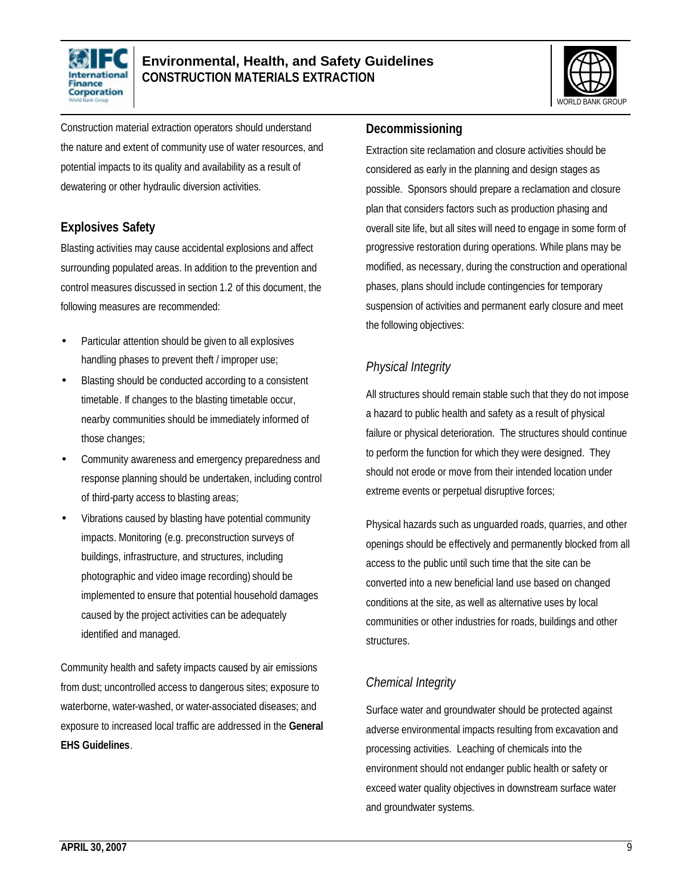Construction material extraction operators should understand the nature and extent of community use of water resources, and potential impacts to its quality and availability as a result of dewatering or other hydraulic diversion activities.

## Explosives Safety

Blasting activities may cause accidental explosions and affect surrounding populated areas. In addition to the prevention and control measures discussed in section 1.2 of this document, the following measures are recommended:

- Particular attention should be given to all explosives handling phases to prevent theft / improper use;
- Blasting should be conducted according to a consistent timetable. If changes to the blasting timetable occur, nearby communities should be immediately informed of those changes;
- Community awareness and emergency preparedness and response planning should be undertaken, including control of third-party access to blasting areas;
- Vibrations caused by blasting have potential community impacts. Monitoring (e.g. preconstruction surveys of buildings, infrastructure, and structures, including photographic and video image recording) should be implemented to ensure that potential household damages caused by the project activities can be adequately identified and managed.

Community health and safety impacts caused by air emissions from dust; uncontrolled access to dangerous sites; exposure to waterborne, water-washed, or water-associated diseases; and exposure to increased local traffic are addressed in the **General EHS Guidelines**.

## Decommissioning

Extraction site reclamation and closure activities should be considered as early in the planning and design stages as possible. Sponsors should prepare a reclamation and closure plan that considers factors such as production phasing and overall site life, but all sites will need to engage in some form of progressive restoration during operations. While plans may be modified, as necessary, during the construction and operational phases, plans should include contingencies for temporary suspension of activities and permanent early closure and meet the following objectives:

### *Physical Integrity*

All structures should remain stable such that they do not impose a hazard to public health and safety as a result of physical failure or physical deterioration. The structures should continue to perform the function for which they were designed. They should not erode or move from their intended location under extreme events or perpetual disruptive forces;

Physical hazards such as unguarded roads, quarries, and other openings should be effectively and permanently blocked from all access to the public until such time that the site can be converted into a new beneficial land use based on changed conditions at the site, as well as alternative uses by local communities or other industries for roads, buildings and other structures.

### *Chemical Integrity*

Surface water and groundwater should be protected against adverse environmental impacts resulting from excavation and processing activities. Leaching of chemicals into the environment should not endanger public health or safety or exceed water quality objectives in downstream surface water and groundwater systems.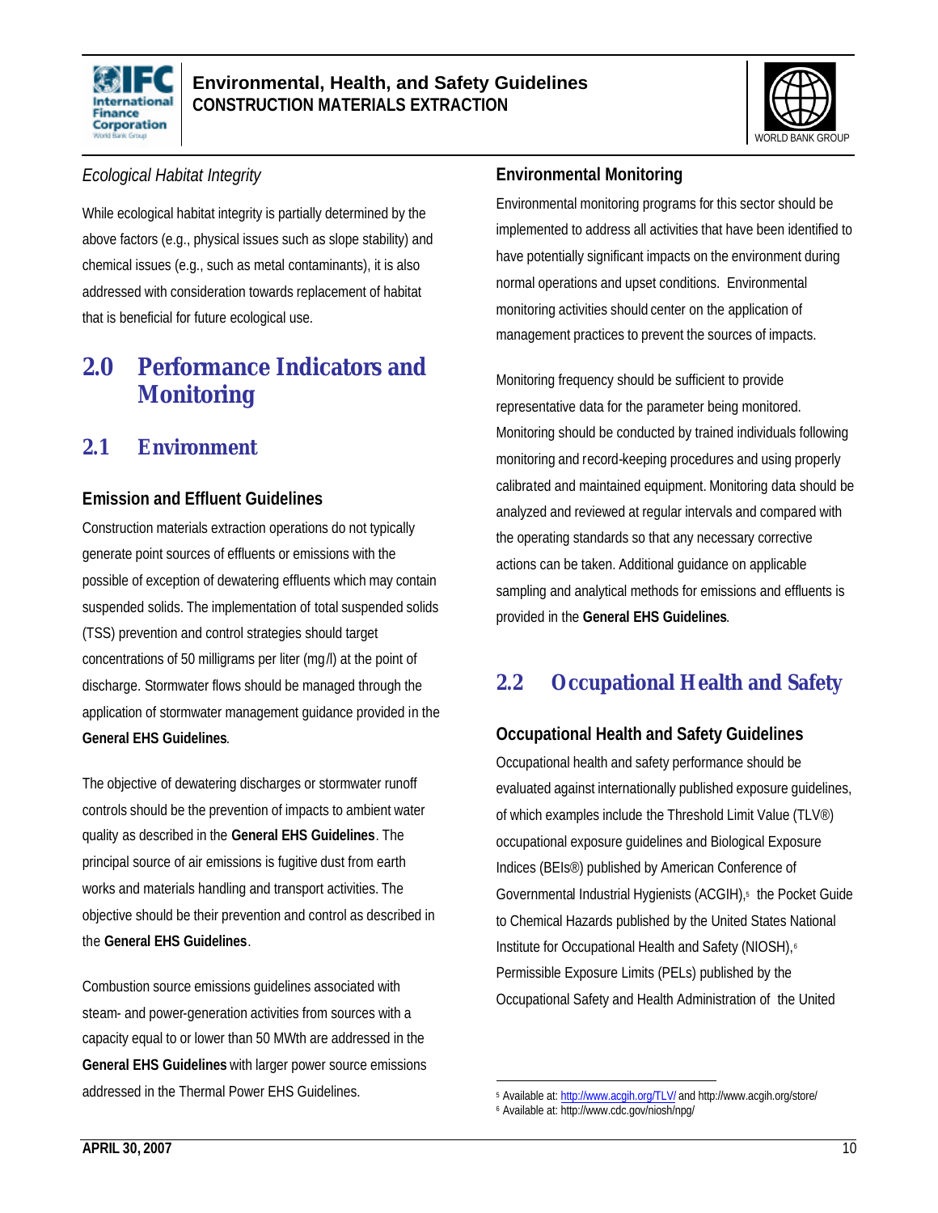*Ecological Habitat Integrity*

While ecological habitat integrity is partially determined by the above factors (e.g., physical issues such as slope stability) and chemical issues (e.g., such as metal contaminants), it is also addressed with consideration towards replacement of habitat that is beneficial for future ecological use.

# 2.0 Performance Indicators and Monitoring

## 2.1 Environment

### Emission and Effluent Guidelines

Construction materials extraction operations do not typically generate point sources of effluents or emissions with the possible of exception of dewatering effluents which may contain suspended solids. The implementation of total suspended solids (TSS) prevention and control strategies should target concentrations of 50 milligrams per liter (mg/l) at the point of discharge. Stormwater flows should be managed through the application of stormwater management guidance provided in the **General EHS Guidelines**.

The objective of dewatering discharges or stormwater runoff controls should be the prevention of impacts to ambient water quality as described in the **General EHS Guidelines**. The principal source of air emissions is fugitive dust from earth works and materials handling and transport activities. The objective should be their prevention and control as described in the **General EHS Guidelines**.

Combustion source emissions guidelines associated with steam- and power-generation activities from sources with a capacity equal to or lower than 50 MWth are addressed in the **General EHS Guidelines** with larger power source emissions addressed in the Thermal Power EHS Guidelines.

### Environmental Monitoring

Environmental monitoring programs for this sector should be implemented to address all activities that have been identified to have potentially significant impacts on the environment during normal operations and upset conditions. Environmental monitoring activities should center on the application of management practices to prevent the sources of impacts.

Monitoring frequency should be sufficient to provide representative data for the parameter being monitored. Monitoring should be conducted by trained individuals following monitoring and record-keeping procedures and using properly calibrated and maintained equipment. Monitoring data should be analyzed and reviewed at regular intervals and compared with the operating standards so that any necessary corrective actions can be taken. Additional guidance on applicable sampling and analytical methods for emissions and effluents is provided in the **General EHS Guidelines**.

## 2.2 Occupational Health and Safety

### Occupational Health and Safety Guidelines

Occupational health and safety performance should be evaluated against internationally published exposure guidelines, of which examples include the Threshold Limit Value (TLV®) occupational exposure guidelines and Biological Exposure Indices (BEIs®) published by American Conference of Governmental Industrial Hygienists (ACGIH),[5] the Pocket Guide to Chemical Hazards published by the United States National Institute for Occupational Health and Safety (NIOSH),[6] Permissible Exposure Limits (PELs) published by the Occupational Safety and Health Administration of the United

---

[5] Available at: http://www.acgih.org/TLV/ and http://www.acgih.org/store/

[6] Available at: http://www.cdc.gov/niosh/npg/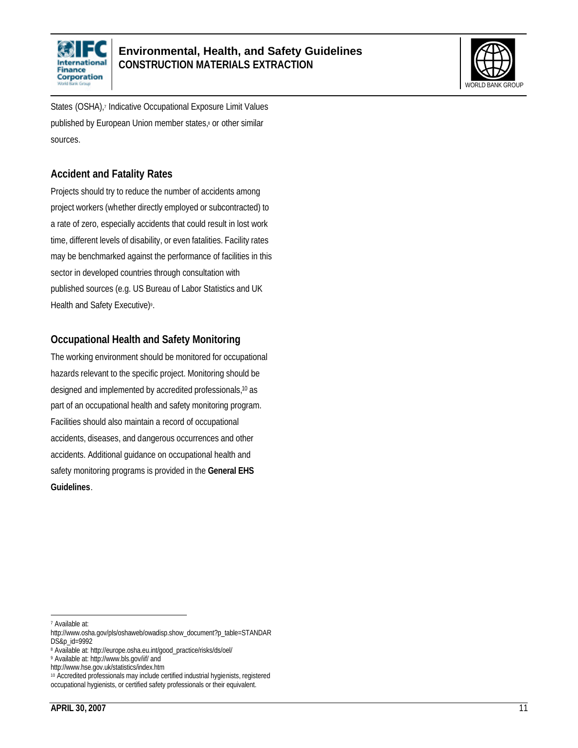States (OSHA),[7] Indicative Occupational Exposure Limit Values published by European Union member states,[8] or other similar sources.

## Accident and Fatality Rates

Projects should try to reduce the number of accidents among project workers (whether directly employed or subcontracted) to a rate of zero, especially accidents that could result in lost work time, different levels of disability, or even fatalities. Facility rates may be benchmarked against the performance of facilities in this sector in developed countries through consultation with published sources (e.g. US Bureau of Labor Statistics and UK Health and Safety Executive)[9].

## Occupational Health and Safety Monitoring

The working environment should be monitored for occupational hazards relevant to the specific project. Monitoring should be designed and implemented by accredited professionals,[10] as part of an occupational health and safety monitoring program. Facilities should also maintain a record of occupational accidents, diseases, and dangerous occurrences and other accidents. Additional guidance on occupational health and safety monitoring programs is provided in the **General EHS Guidelines**.

---

[7] Available at: http://www.osha.gov/pls/oshaweb/owadisp.show_document?p_table=STANDARDS&p_id=9992

[8] Available at: http://europe.osha.eu.int/good_practice/risks/ds/oel/

[9] Available at: http://www.bls.gov/iif/ and http://www.hse.gov.uk/statistics/index.htm

[10] Accredited professionals may include certified industrial hygienists, registered occupational hygienists, or certified safety professionals or their equivalent.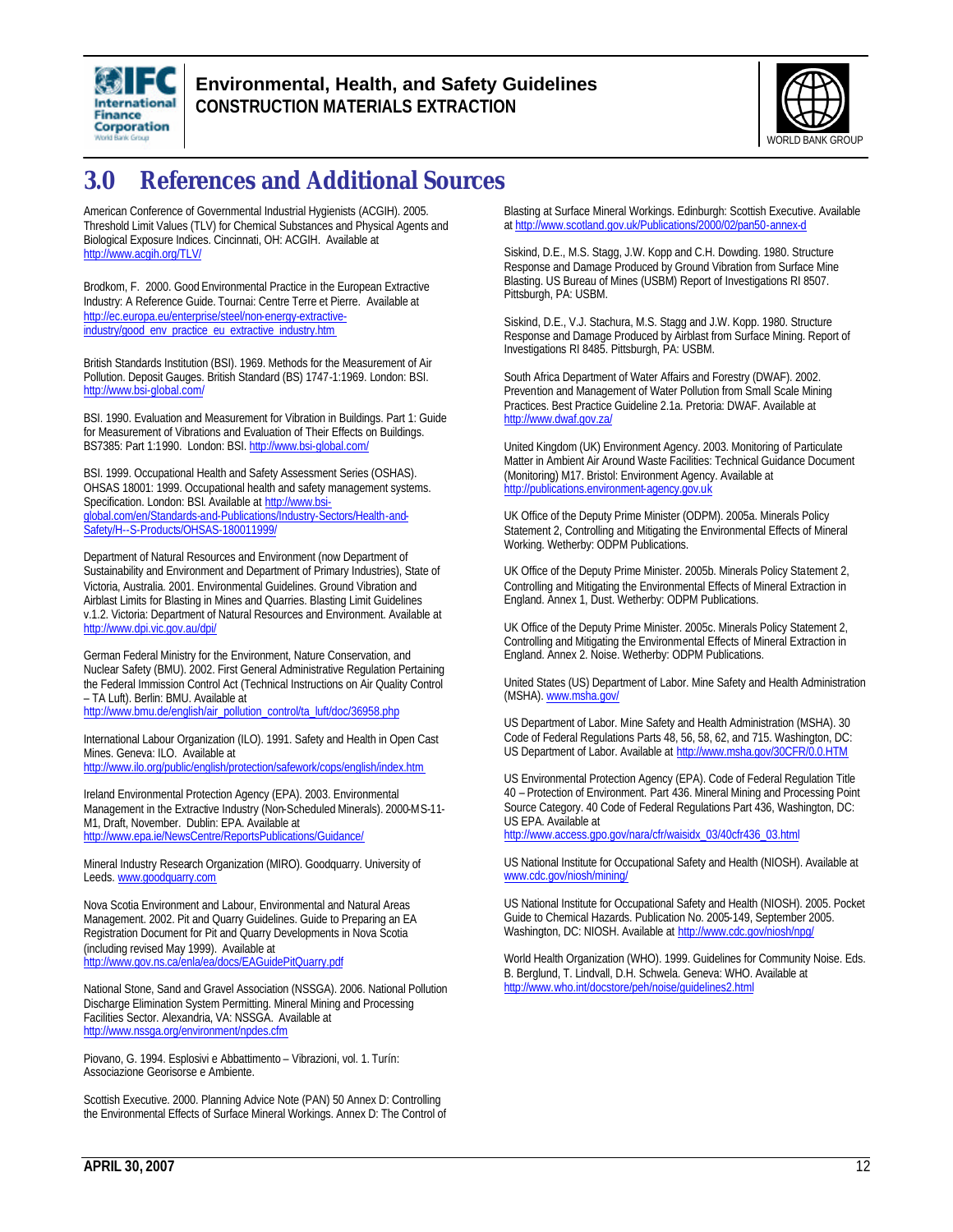# 3.0 References and Additional Sources

American Conference of Governmental Industrial Hygienists (ACGIH). 2005. Threshold Limit Values (TLV) for Chemical Substances and Physical Agents and Biological Exposure Indices. Cincinnati, OH: ACGIH. Available at http://www.acgih.org/TLV/

Brodkom, F. 2000. Good Environmental Practice in the European Extractive Industry: A Reference Guide. Tournai: Centre Terre et Pierre. Available at http://ec.europa.eu/enterprise/steel/non-energy-extractive-industry/good_env_practice_eu_extractive_industry.htm

British Standards Institution (BSI). 1969. Methods for the Measurement of Air Pollution. Deposit Gauges. British Standard (BS) 1747-1:1969. London: BSI. http://www.bsi-global.com/

BSI. 1990. Evaluation and Measurement for Vibration in Buildings. Part 1: Guide for Measurement of Vibrations and Evaluation of Their Effects on Buildings. BS7385: Part 1:1990. London: BSI. http://www.bsi-global.com/

BSI. 1999. Occupational Health and Safety Assessment Series (OSHAS). OHSAS 18001: 1999. Occupational health and safety management systems. Specification. London: BSI. Available at http://www.bsi-global.com/en/Standards-and-Publications/Industry-Sectors/Health-and-Safety/H--S-Products/OHSAS-180011999/

Department of Natural Resources and Environment (now Department of Sustainability and Environment and Department of Primary Industries), State of Victoria, Australia. 2001. Environmental Guidelines. Ground Vibration and Airblast Limits for Blasting in Mines and Quarries. Blasting Limit Guidelines v.1.2. Victoria: Department of Natural Resources and Environment. Available at http://www.dpi.vic.gov.au/dpi/

German Federal Ministry for the Environment, Nature Conservation, and Nuclear Safety (BMU). 2002. First General Administrative Regulation Pertaining the Federal Immission Control Act (Technical Instructions on Air Quality Control – TA Luft). Berlin: BMU. Available at http://www.bmu.de/english/air_pollution_control/ta_luft/doc/36958.php

International Labour Organization (ILO). 1991. Safety and Health in Open Cast Mines. Geneva: ILO. Available at http://www.ilo.org/public/english/protection/safework/cops/english/index.htm

Ireland Environmental Protection Agency (EPA). 2003. Environmental Management in the Extractive Industry (Non-Scheduled Minerals). 2000-MS-11-M1, Draft, November. Dublin: EPA. Available at http://www.epa.ie/NewsCentre/ReportsPublications/Guidance/

Mineral Industry Research Organization (MIRO). Goodquarry. University of Leeds. www.goodquarry.com

Nova Scotia Environment and Labour, Environmental and Natural Areas Management. 2002. Pit and Quarry Guidelines. Guide to Preparing an EA Registration Document for Pit and Quarry Developments in Nova Scotia (including revised May 1999). Available at http://www.gov.ns.ca/enla/ea/docs/EAGuidePitQuarry.pdf

National Stone, Sand and Gravel Association (NSSGA). 2006. National Pollution Discharge Elimination System Permitting. Mineral Mining and Processing Facilities Sector. Alexandria, VA: NSSGA. Available at http://www.nssga.org/environment/npdes.cfm

Piovano, G. 1994. Esplosivi e Abbattimento – Vibrazioni, vol. 1. Turín: Associazione Georisorse e Ambiente.

Scottish Executive. 2000. Planning Advice Note (PAN) 50 Annex D: Controlling the Environmental Effects of Surface Mineral Workings. Annex D: The Control of Blasting at Surface Mineral Workings. Edinburgh: Scottish Executive. Available at http://www.scotland.gov.uk/Publications/2000/02/pan50-annex-d

Siskind, D.E., M.S. Stagg, J.W. Kopp and C.H. Dowding. 1980. Structure Response and Damage Produced by Ground Vibration from Surface Mine Blasting. US Bureau of Mines (USBM) Report of Investigations RI 8507. Pittsburgh, PA: USBM.

Siskind, D.E., V.J. Stachura, M.S. Stagg and J.W. Kopp. 1980. Structure Response and Damage Produced by Airblast from Surface Mining. Report of Investigations RI 8485. Pittsburgh, PA: USBM.

South Africa Department of Water Affairs and Forestry (DWAF). 2002. Prevention and Management of Water Pollution from Small Scale Mining Practices. Best Practice Guideline 2.1a. Pretoria: DWAF. Available at http://www.dwaf.gov.za/

United Kingdom (UK) Environment Agency. 2003. Monitoring of Particulate Matter in Ambient Air Around Waste Facilities: Technical Guidance Document (Monitoring) M17. Bristol: Environment Agency. Available at http://publications.environment-agency.gov.uk

UK Office of the Deputy Prime Minister (ODPM). 2005a. Minerals Policy Statement 2, Controlling and Mitigating the Environmental Effects of Mineral Working. Wetherby: ODPM Publications.

UK Office of the Deputy Prime Minister. 2005b. Minerals Policy Statement 2, Controlling and Mitigating the Environmental Effects of Mineral Extraction in England. Annex 1, Dust. Wetherby: ODPM Publications.

UK Office of the Deputy Prime Minister. 2005c. Minerals Policy Statement 2, Controlling and Mitigating the Environmental Effects of Mineral Extraction in England. Annex 2. Noise. Wetherby: ODPM Publications.

United States (US) Department of Labor. Mine Safety and Health Administration (MSHA). www.msha.gov/

US Department of Labor. Mine Safety and Health Administration (MSHA). 30 Code of Federal Regulations Parts 48, 56, 58, 62, and 715. Washington, DC: US Department of Labor. Available at http://www.msha.gov/30CFR/0.0.HTM

US Environmental Protection Agency (EPA). Code of Federal Regulation Title 40 – Protection of Environment. Part 436. Mineral Mining and Processing Point Source Category. 40 Code of Federal Regulations Part 436, Washington, DC: US EPA. Available at http://www.access.gpo.gov/nara/cfr/waisidx_03/40cfr436_03.html

US National Institute for Occupational Safety and Health (NIOSH). Available at www.cdc.gov/niosh/mining/

US National Institute for Occupational Safety and Health (NIOSH). 2005. Pocket Guide to Chemical Hazards. Publication No. 2005-149, September 2005. Washington, DC: NIOSH. Available at http://www.cdc.gov/niosh/npg/

World Health Organization (WHO). 1999. Guidelines for Community Noise. Eds. B. Berglund, T. Lindvall, D.H. Schwela. Geneva: WHO. Available at http://www.who.int/docstore/peh/noise/guidelines2.html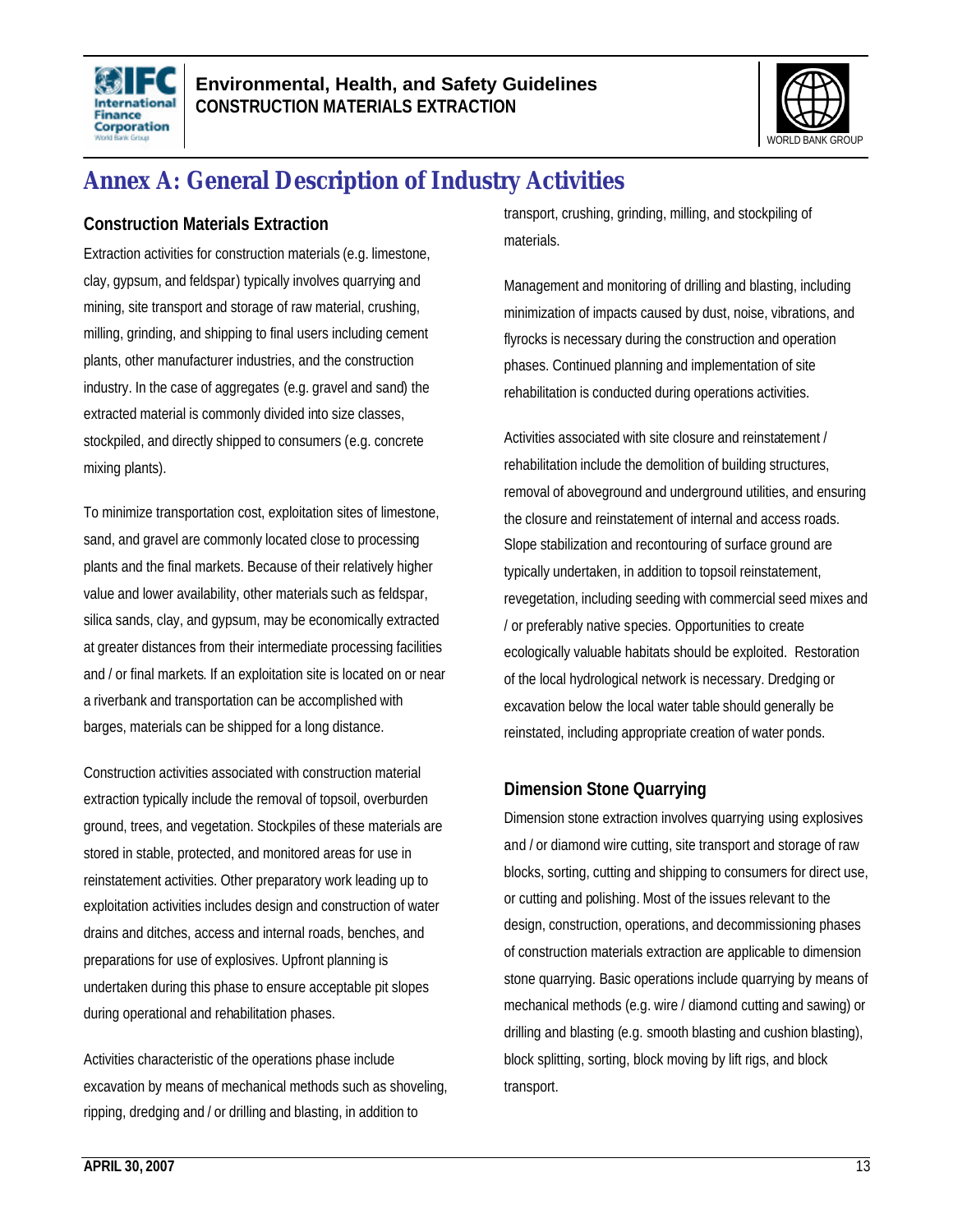# Annex A: General Description of Industry Activities

## Construction Materials Extraction

Extraction activities for construction materials (e.g. limestone, clay, gypsum, and feldspar) typically involves quarrying and mining, site transport and storage of raw material, crushing, milling, grinding, and shipping to final users including cement plants, other manufacturer industries, and the construction industry. In the case of aggregates (e.g. gravel and sand) the extracted material is commonly divided into size classes, stockpiled, and directly shipped to consumers (e.g. concrete mixing plants).

To minimize transportation cost, exploitation sites of limestone, sand, and gravel are commonly located close to processing plants and the final markets. Because of their relatively higher value and lower availability, other materials such as feldspar, silica sands, clay, and gypsum, may be economically extracted at greater distances from their intermediate processing facilities and / or final markets. If an exploitation site is located on or near a riverbank and transportation can be accomplished with barges, materials can be shipped for a long distance.

Construction activities associated with construction material extraction typically include the removal of topsoil, overburden ground, trees, and vegetation. Stockpiles of these materials are stored in stable, protected, and monitored areas for use in reinstatement activities. Other preparatory work leading up to exploitation activities includes design and construction of water drains and ditches, access and internal roads, benches, and preparations for use of explosives. Upfront planning is undertaken during this phase to ensure acceptable pit slopes during operational and rehabilitation phases.

Activities characteristic of the operations phase include excavation by means of mechanical methods such as shoveling, ripping, dredging and / or drilling and blasting, in addition to transport, crushing, grinding, milling, and stockpiling of materials.

Management and monitoring of drilling and blasting, including minimization of impacts caused by dust, noise, vibrations, and flyrocks is necessary during the construction and operation phases. Continued planning and implementation of site rehabilitation is conducted during operations activities.

Activities associated with site closure and reinstatement / rehabilitation include the demolition of building structures, removal of aboveground and underground utilities, and ensuring the closure and reinstatement of internal and access roads. Slope stabilization and recontouring of surface ground are typically undertaken, in addition to topsoil reinstatement, revegetation, including seeding with commercial seed mixes and / or preferably native species. Opportunities to create ecologically valuable habitats should be exploited. Restoration of the local hydrological network is necessary. Dredging or excavation below the local water table should generally be reinstated, including appropriate creation of water ponds.

## Dimension Stone Quarrying

Dimension stone extraction involves quarrying using explosives and / or diamond wire cutting, site transport and storage of raw blocks, sorting, cutting and shipping to consumers for direct use, or cutting and polishing. Most of the issues relevant to the design, construction, operations, and decommissioning phases of construction materials extraction are applicable to dimension stone quarrying. Basic operations include quarrying by means of mechanical methods (e.g. wire / diamond cutting and sawing) or drilling and blasting (e.g. smooth blasting and cushion blasting), block splitting, sorting, block moving by lift rigs, and block transport.